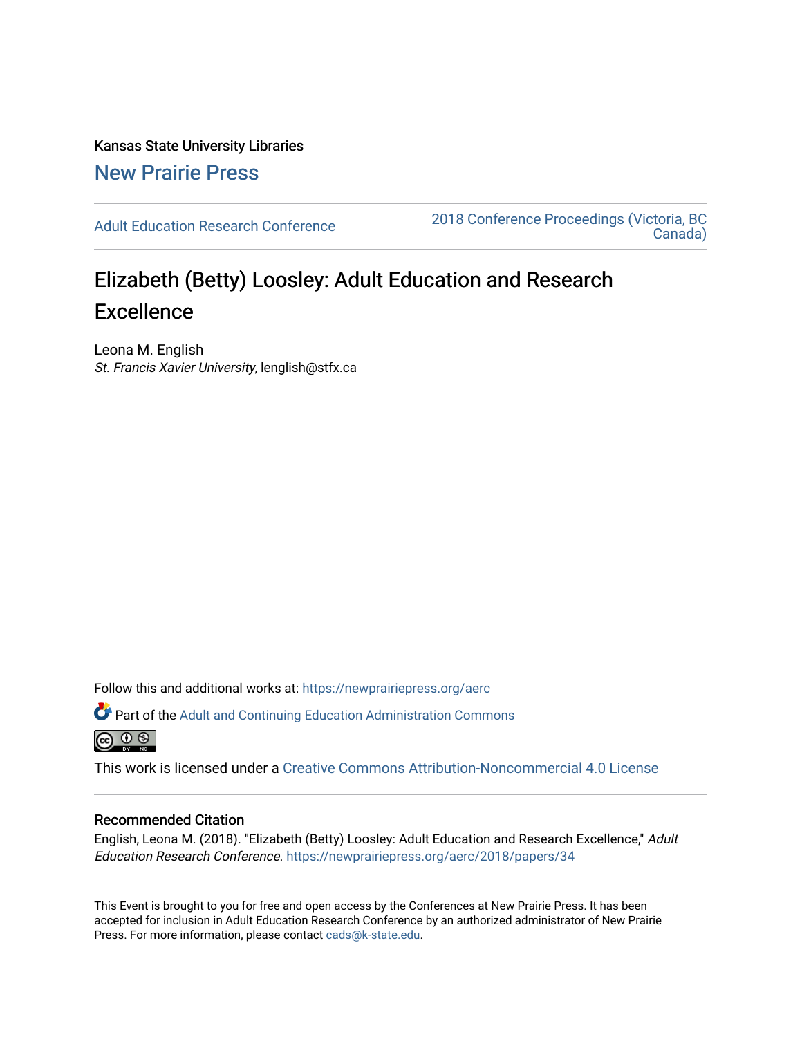Kansas State University Libraries

New Prairie Press

Adult Education Research Conference

2018 Conference Proceedings (Victoria, BC Canada)

# Elizabeth (Betty) Loosley: Adult Education and Research Excellence

Leona M. English
*St. Francis Xavier University*, lenglish@stfx.ca

Follow this and additional works at: https://newprairiepress.org/aerc

Part of the Adult and Continuing Education Administration Commons

This work is licensed under a Creative Commons Attribution-Noncommercial 4.0 License

## Recommended Citation

English, Leona M. (2018). "Elizabeth (Betty) Loosley: Adult Education and Research Excellence," *Adult Education Research Conference*. https://newprairiepress.org/aerc/2018/papers/34

This Event is brought to you for free and open access by the Conferences at New Prairie Press. It has been accepted for inclusion in Adult Education Research Conference by an authorized administrator of New Prairie Press. For more information, please contact cads@k-state.edu.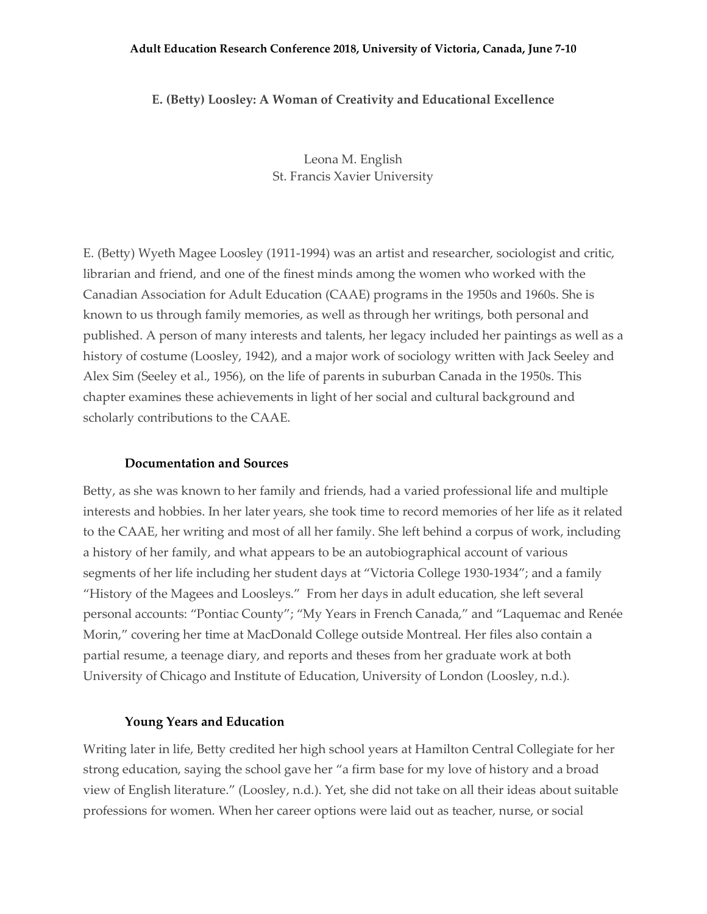## E. (Betty) Loosley: A Woman of Creativity and Educational Excellence

Leona M. English
St. Francis Xavier University

E. (Betty) Wyeth Magee Loosley (1911-1994) was an artist and researcher, sociologist and critic, librarian and friend, and one of the finest minds among the women who worked with the Canadian Association for Adult Education (CAAE) programs in the 1950s and 1960s. She is known to us through family memories, as well as through her writings, both personal and published. A person of many interests and talents, her legacy included her paintings as well as a history of costume (Loosley, 1942), and a major work of sociology written with Jack Seeley and Alex Sim (Seeley et al., 1956), on the life of parents in suburban Canada in the 1950s. This chapter examines these achievements in light of her social and cultural background and scholarly contributions to the CAAE.

### Documentation and Sources

Betty, as she was known to her family and friends, had a varied professional life and multiple interests and hobbies. In her later years, she took time to record memories of her life as it related to the CAAE, her writing and most of all her family. She left behind a corpus of work, including a history of her family, and what appears to be an autobiographical account of various segments of her life including her student days at "Victoria College 1930-1934"; and a family "History of the Magees and Loosleys." From her days in adult education, she left several personal accounts: "Pontiac County"; "My Years in French Canada," and "Laquemac and Renée Morin," covering her time at MacDonald College outside Montreal. Her files also contain a partial resume, a teenage diary, and reports and theses from her graduate work at both University of Chicago and Institute of Education, University of London (Loosley, n.d.).

### Young Years and Education

Writing later in life, Betty credited her high school years at Hamilton Central Collegiate for her strong education, saying the school gave her "a firm base for my love of history and a broad view of English literature." (Loosley, n.d.). Yet, she did not take on all their ideas about suitable professions for women. When her career options were laid out as teacher, nurse, or social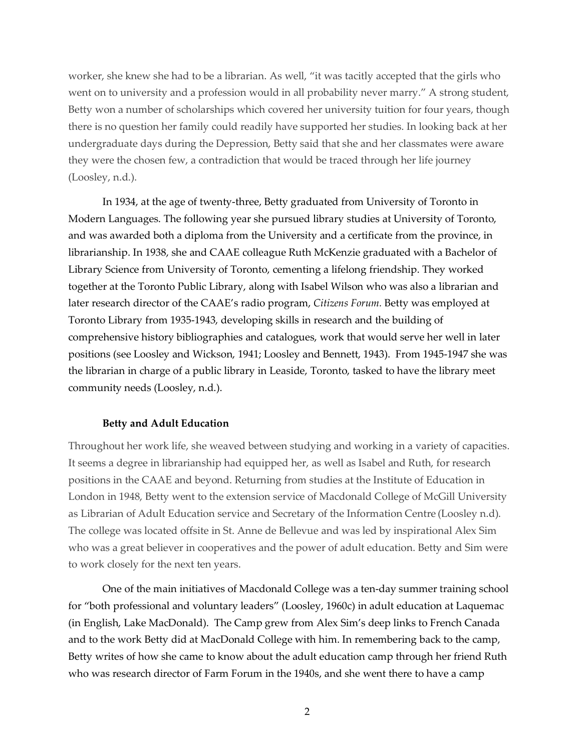worker, she knew she had to be a librarian. As well, "it was tacitly accepted that the girls who went on to university and a profession would in all probability never marry." A strong student, Betty won a number of scholarships which covered her university tuition for four years, though there is no question her family could readily have supported her studies. In looking back at her undergraduate days during the Depression, Betty said that she and her classmates were aware they were the chosen few, a contradiction that would be traced through her life journey (Loosley, n.d.).

In 1934, at the age of twenty-three, Betty graduated from University of Toronto in Modern Languages. The following year she pursued library studies at University of Toronto, and was awarded both a diploma from the University and a certificate from the province, in librarianship. In 1938, she and CAAE colleague Ruth McKenzie graduated with a Bachelor of Library Science from University of Toronto, cementing a lifelong friendship. They worked together at the Toronto Public Library, along with Isabel Wilson who was also a librarian and later research director of the CAAE's radio program, *Citizens Forum.* Betty was employed at Toronto Library from 1935-1943, developing skills in research and the building of comprehensive history bibliographies and catalogues, work that would serve her well in later positions (see Loosley and Wickson, 1941; Loosley and Bennett, 1943). From 1945-1947 she was the librarian in charge of a public library in Leaside, Toronto, tasked to have the library meet community needs (Loosley, n.d.).

### Betty and Adult Education

Throughout her work life, she weaved between studying and working in a variety of capacities. It seems a degree in librarianship had equipped her, as well as Isabel and Ruth, for research positions in the CAAE and beyond. Returning from studies at the Institute of Education in London in 1948, Betty went to the extension service of Macdonald College of McGill University as Librarian of Adult Education service and Secretary of the Information Centre (Loosley n.d). The college was located offsite in St. Anne de Bellevue and was led by inspirational Alex Sim who was a great believer in cooperatives and the power of adult education. Betty and Sim were to work closely for the next ten years.

One of the main initiatives of Macdonald College was a ten-day summer training school for "both professional and voluntary leaders" (Loosley, 1960c) in adult education at Laquemac (in English, Lake MacDonald). The Camp grew from Alex Sim's deep links to French Canada and to the work Betty did at MacDonald College with him. In remembering back to the camp, Betty writes of how she came to know about the adult education camp through her friend Ruth who was research director of Farm Forum in the 1940s, and she went there to have a camp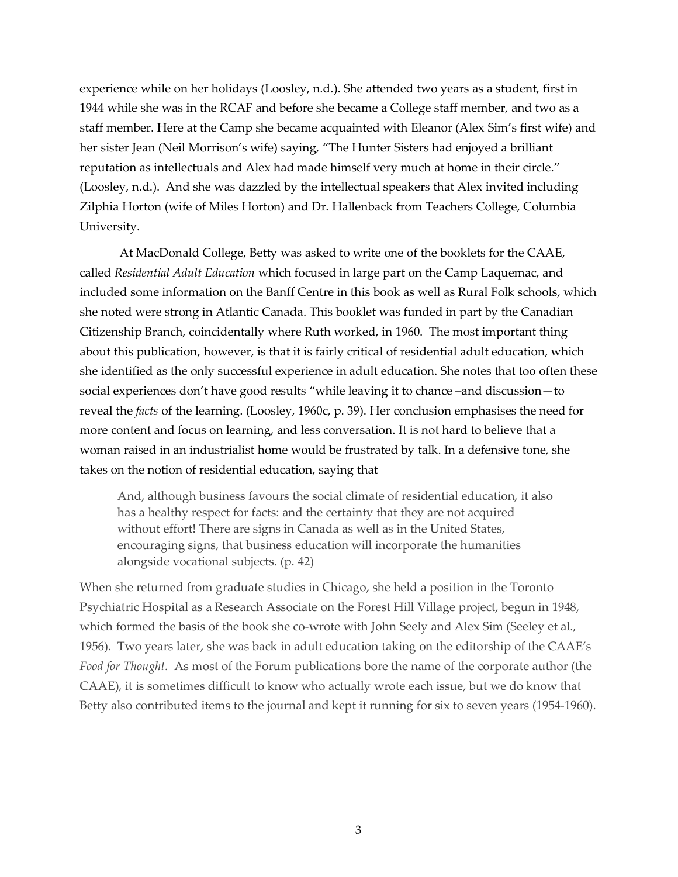experience while on her holidays (Loosley, n.d.). She attended two years as a student, first in 1944 while she was in the RCAF and before she became a College staff member, and two as a staff member. Here at the Camp she became acquainted with Eleanor (Alex Sim's first wife) and her sister Jean (Neil Morrison's wife) saying, "The Hunter Sisters had enjoyed a brilliant reputation as intellectuals and Alex had made himself very much at home in their circle." (Loosley, n.d.). And she was dazzled by the intellectual speakers that Alex invited including Zilphia Horton (wife of Miles Horton) and Dr. Hallenback from Teachers College, Columbia University.

At MacDonald College, Betty was asked to write one of the booklets for the CAAE, called *Residential Adult Education* which focused in large part on the Camp Laquemac, and included some information on the Banff Centre in this book as well as Rural Folk schools, which she noted were strong in Atlantic Canada. This booklet was funded in part by the Canadian Citizenship Branch, coincidentally where Ruth worked, in 1960. The most important thing about this publication, however, is that it is fairly critical of residential adult education, which she identified as the only successful experience in adult education. She notes that too often these social experiences don't have good results "while leaving it to chance –and discussion—to reveal the *facts* of the learning. (Loosley, 1960c, p. 39). Her conclusion emphasises the need for more content and focus on learning, and less conversation. It is not hard to believe that a woman raised in an industrialist home would be frustrated by talk. In a defensive tone, she takes on the notion of residential education, saying that

> And, although business favours the social climate of residential education, it also has a healthy respect for facts: and the certainty that they are not acquired without effort! There are signs in Canada as well as in the United States, encouraging signs, that business education will incorporate the humanities alongside vocational subjects. (p. 42)

When she returned from graduate studies in Chicago, she held a position in the Toronto Psychiatric Hospital as a Research Associate on the Forest Hill Village project, begun in 1948, which formed the basis of the book she co-wrote with John Seely and Alex Sim (Seeley et al., 1956). Two years later, she was back in adult education taking on the editorship of the CAAE's *Food for Thought.* As most of the Forum publications bore the name of the corporate author (the CAAE), it is sometimes difficult to know who actually wrote each issue, but we do know that Betty also contributed items to the journal and kept it running for six to seven years (1954-1960).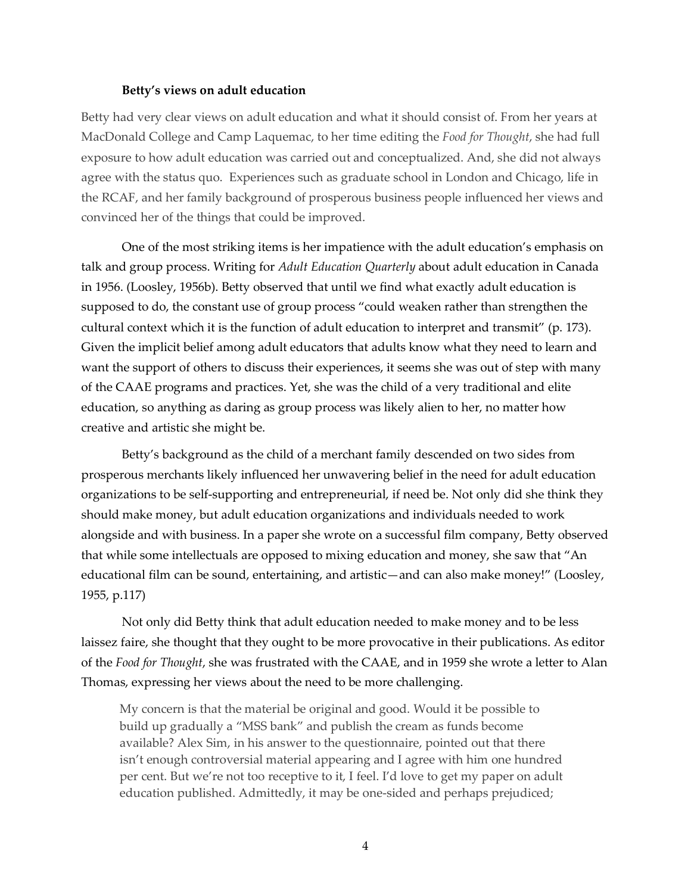### Betty's views on adult education

Betty had very clear views on adult education and what it should consist of. From her years at MacDonald College and Camp Laquemac, to her time editing the *Food for Thought*, she had full exposure to how adult education was carried out and conceptualized. And, she did not always agree with the status quo. Experiences such as graduate school in London and Chicago, life in the RCAF, and her family background of prosperous business people influenced her views and convinced her of the things that could be improved.

One of the most striking items is her impatience with the adult education's emphasis on talk and group process. Writing for *Adult Education Quarterly* about adult education in Canada in 1956. (Loosley, 1956b). Betty observed that until we find what exactly adult education is supposed to do, the constant use of group process "could weaken rather than strengthen the cultural context which it is the function of adult education to interpret and transmit" (p. 173). Given the implicit belief among adult educators that adults know what they need to learn and want the support of others to discuss their experiences, it seems she was out of step with many of the CAAE programs and practices. Yet, she was the child of a very traditional and elite education, so anything as daring as group process was likely alien to her, no matter how creative and artistic she might be.

Betty's background as the child of a merchant family descended on two sides from prosperous merchants likely influenced her unwavering belief in the need for adult education organizations to be self-supporting and entrepreneurial, if need be. Not only did she think they should make money, but adult education organizations and individuals needed to work alongside and with business. In a paper she wrote on a successful film company, Betty observed that while some intellectuals are opposed to mixing education and money, she saw that "An educational film can be sound, entertaining, and artistic—and can also make money!" (Loosley, 1955, p.117)

Not only did Betty think that adult education needed to make money and to be less laissez faire, she thought that they ought to be more provocative in their publications. As editor of the *Food for Thought*, she was frustrated with the CAAE, and in 1959 she wrote a letter to Alan Thomas, expressing her views about the need to be more challenging.

> My concern is that the material be original and good. Would it be possible to build up gradually a "MSS bank" and publish the cream as funds become available? Alex Sim, in his answer to the questionnaire, pointed out that there isn't enough controversial material appearing and I agree with him one hundred per cent. But we're not too receptive to it, I feel. I'd love to get my paper on adult education published. Admittedly, it may be one-sided and perhaps prejudiced;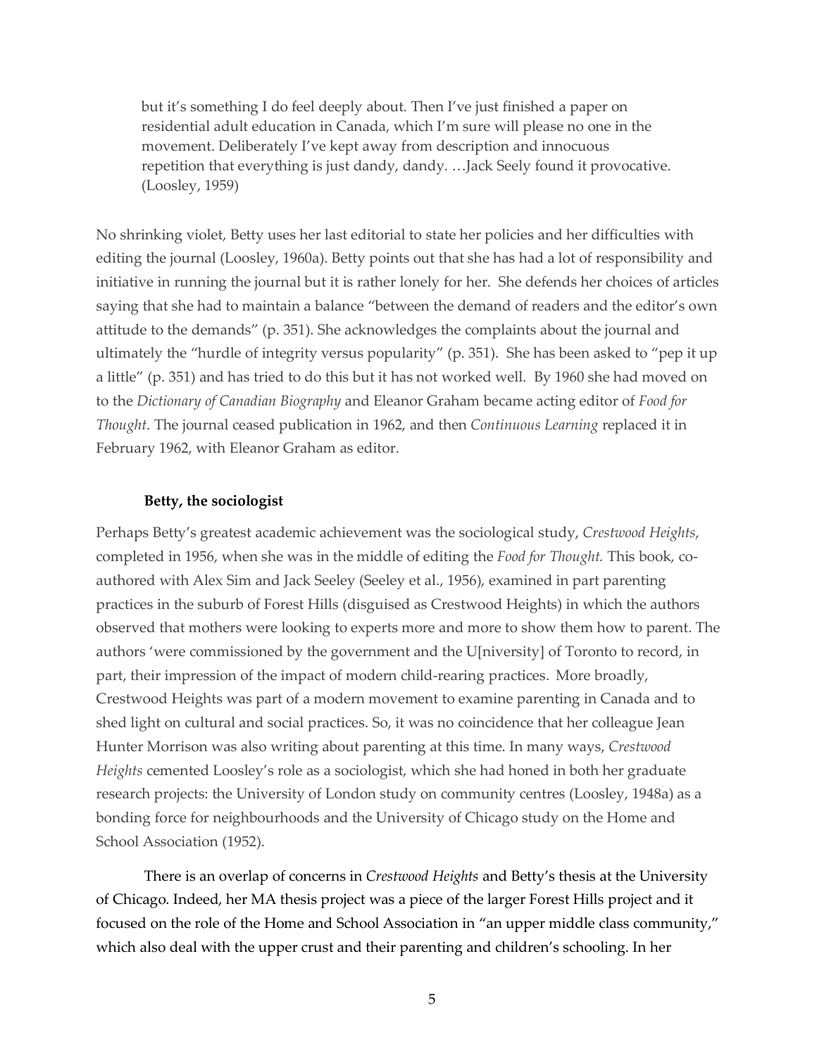> but it's something I do feel deeply about. Then I've just finished a paper on residential adult education in Canada, which I'm sure will please no one in the movement. Deliberately I've kept away from description and innocuous repetition that everything is just dandy, dandy. …Jack Seely found it provocative. (Loosley, 1959)

No shrinking violet, Betty uses her last editorial to state her policies and her difficulties with editing the journal (Loosley, 1960a). Betty points out that she has had a lot of responsibility and initiative in running the journal but it is rather lonely for her. She defends her choices of articles saying that she had to maintain a balance "between the demand of readers and the editor's own attitude to the demands" (p. 351). She acknowledges the complaints about the journal and ultimately the "hurdle of integrity versus popularity" (p. 351). She has been asked to "pep it up a little" (p. 351) and has tried to do this but it has not worked well. By 1960 she had moved on to the *Dictionary of Canadian Biography* and Eleanor Graham became acting editor of *Food for Thought*. The journal ceased publication in 1962, and then *Continuous Learning* replaced it in February 1962, with Eleanor Graham as editor.

### Betty, the sociologist

Perhaps Betty's greatest academic achievement was the sociological study, *Crestwood Heights*, completed in 1956, when she was in the middle of editing the *Food for Thought.* This book, co-authored with Alex Sim and Jack Seeley (Seeley et al., 1956), examined in part parenting practices in the suburb of Forest Hills (disguised as Crestwood Heights) in which the authors observed that mothers were looking to experts more and more to show them how to parent. The authors 'were commissioned by the government and the U[niversity] of Toronto to record, in part, their impression of the impact of modern child-rearing practices. More broadly, Crestwood Heights was part of a modern movement to examine parenting in Canada and to shed light on cultural and social practices. So, it was no coincidence that her colleague Jean Hunter Morrison was also writing about parenting at this time. In many ways, *Crestwood Heights* cemented Loosley's role as a sociologist, which she had honed in both her graduate research projects: the University of London study on community centres (Loosley, 1948a) as a bonding force for neighbourhoods and the University of Chicago study on the Home and School Association (1952).

There is an overlap of concerns in *Crestwood Heights* and Betty's thesis at the University of Chicago. Indeed, her MA thesis project was a piece of the larger Forest Hills project and it focused on the role of the Home and School Association in "an upper middle class community," which also deal with the upper crust and their parenting and children's schooling. In her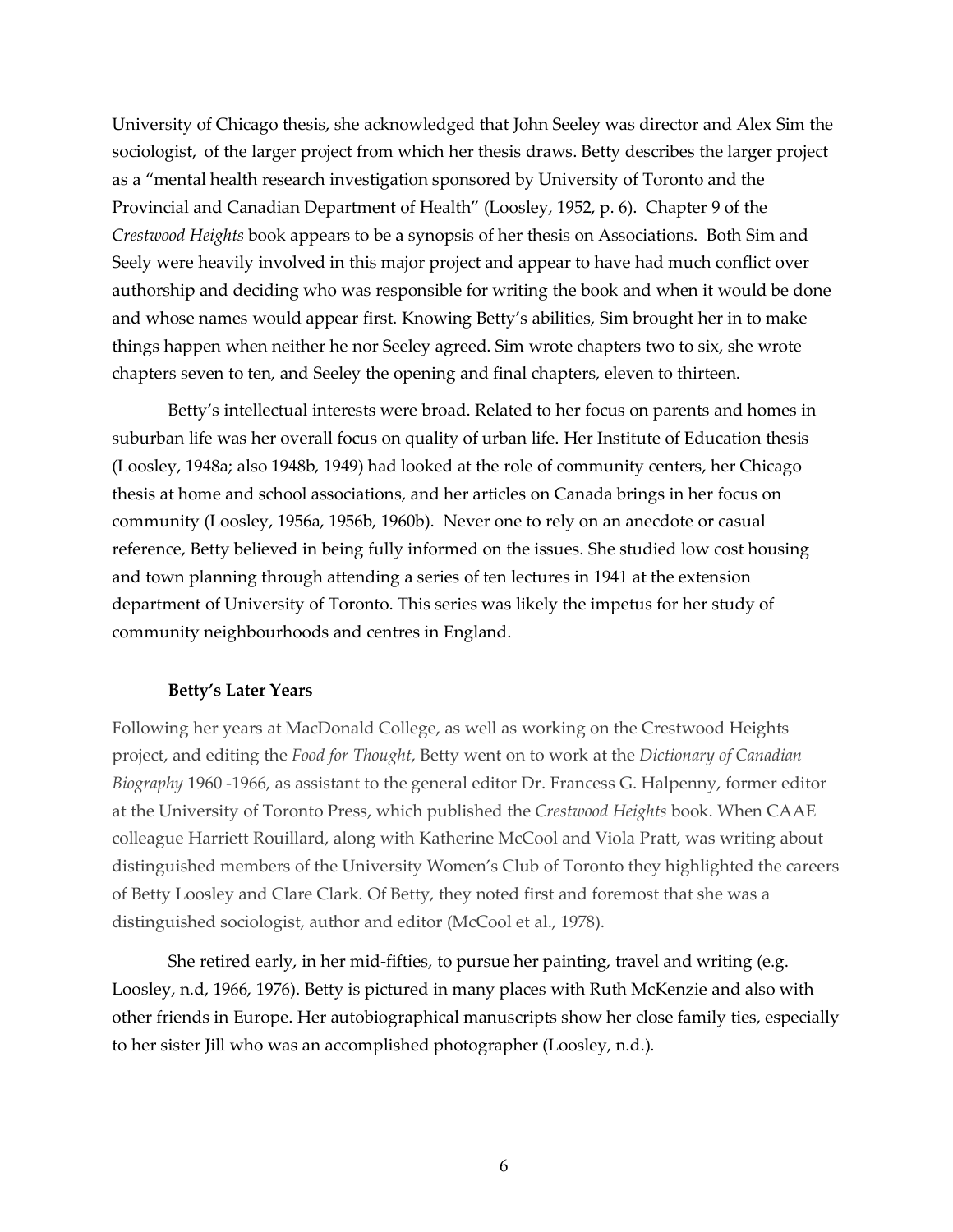University of Chicago thesis, she acknowledged that John Seeley was director and Alex Sim the sociologist, of the larger project from which her thesis draws. Betty describes the larger project as a "mental health research investigation sponsored by University of Toronto and the Provincial and Canadian Department of Health" (Loosley, 1952, p. 6). Chapter 9 of the *Crestwood Heights* book appears to be a synopsis of her thesis on Associations. Both Sim and Seely were heavily involved in this major project and appear to have had much conflict over authorship and deciding who was responsible for writing the book and when it would be done and whose names would appear first. Knowing Betty's abilities, Sim brought her in to make things happen when neither he nor Seeley agreed. Sim wrote chapters two to six, she wrote chapters seven to ten, and Seeley the opening and final chapters, eleven to thirteen.

Betty's intellectual interests were broad. Related to her focus on parents and homes in suburban life was her overall focus on quality of urban life. Her Institute of Education thesis (Loosley, 1948a; also 1948b, 1949) had looked at the role of community centers, her Chicago thesis at home and school associations, and her articles on Canada brings in her focus on community (Loosley, 1956a, 1956b, 1960b). Never one to rely on an anecdote or casual reference, Betty believed in being fully informed on the issues. She studied low cost housing and town planning through attending a series of ten lectures in 1941 at the extension department of University of Toronto. This series was likely the impetus for her study of community neighbourhoods and centres in England.

**Betty's Later Years**

Following her years at MacDonald College, as well as working on the Crestwood Heights project, and editing the *Food for Thought*, Betty went on to work at the *Dictionary of Canadian Biography* 1960 -1966, as assistant to the general editor Dr. Francess G. Halpenny, former editor at the University of Toronto Press, which published the *Crestwood Heights* book. When CAAE colleague Harriett Rouillard, along with Katherine McCool and Viola Pratt, was writing about distinguished members of the University Women's Club of Toronto they highlighted the careers of Betty Loosley and Clare Clark. Of Betty, they noted first and foremost that she was a distinguished sociologist, author and editor (McCool et al., 1978).

She retired early, in her mid-fifties, to pursue her painting, travel and writing (e.g. Loosley, n.d, 1966, 1976). Betty is pictured in many places with Ruth McKenzie and also with other friends in Europe. Her autobiographical manuscripts show her close family ties, especially to her sister Jill who was an accomplished photographer (Loosley, n.d.).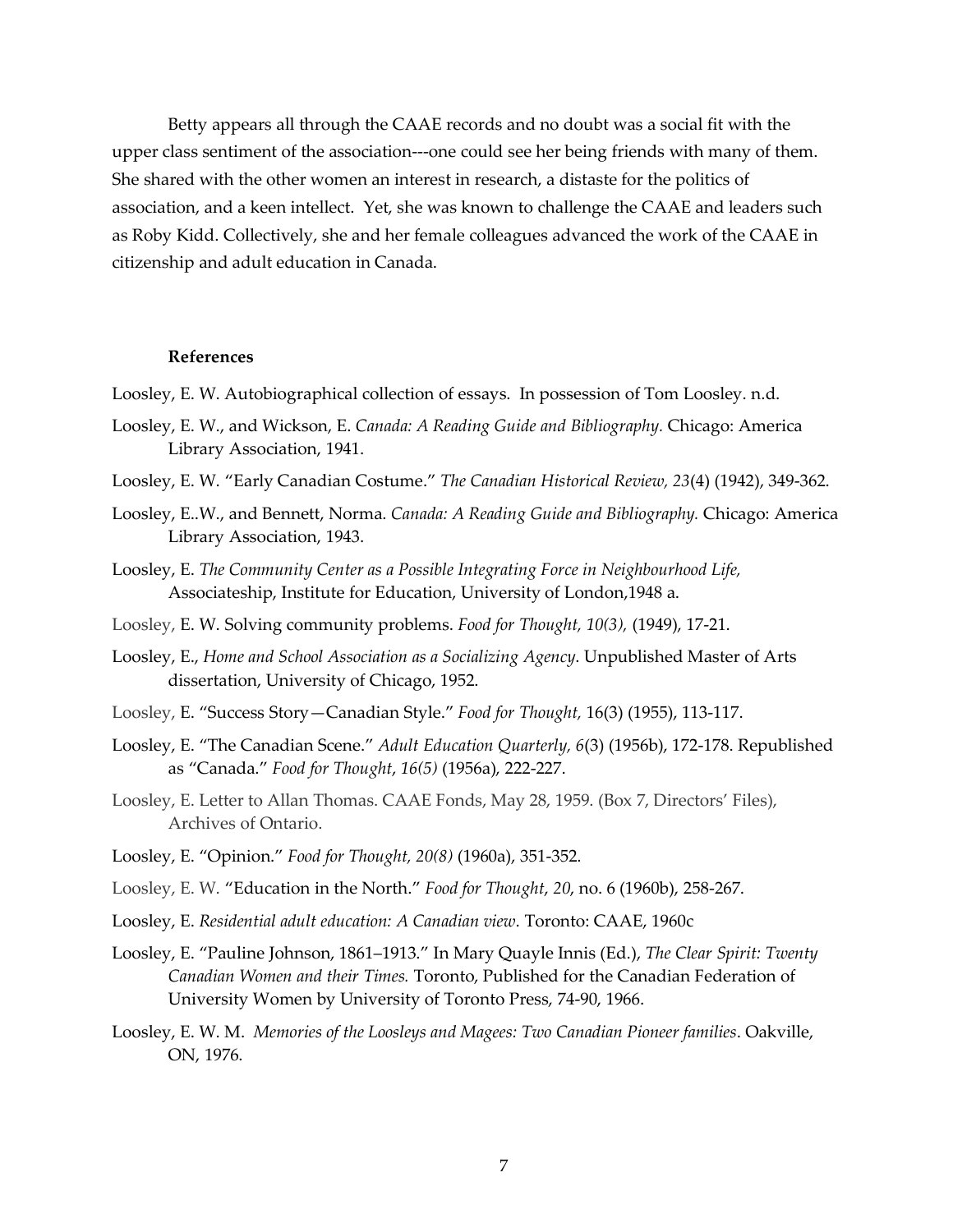Betty appears all through the CAAE records and no doubt was a social fit with the upper class sentiment of the association---one could see her being friends with many of them. She shared with the other women an interest in research, a distaste for the politics of association, and a keen intellect. Yet, she was known to challenge the CAAE and leaders such as Roby Kidd. Collectively, she and her female colleagues advanced the work of the CAAE in citizenship and adult education in Canada.

**References**

Loosley, E. W. Autobiographical collection of essays. In possession of Tom Loosley. n.d.

Loosley, E. W., and Wickson, E. *Canada: A Reading Guide and Bibliography.* Chicago: America Library Association, 1941.

Loosley, E. W. "Early Canadian Costume." *The Canadian Historical Review, 23*(4) (1942), 349-362.

Loosley, E..W., and Bennett, Norma. *Canada: A Reading Guide and Bibliography.* Chicago: America Library Association, 1943.

Loosley, E. *The Community Center as a Possible Integrating Force in Neighbourhood Life,* Associateship, Institute for Education, University of London,1948 a.

Loosley, E. W. Solving community problems. *Food for Thought, 10(3),* (1949), 17-21.

Loosley, E., *Home and School Association as a Socializing Agency*. Unpublished Master of Arts dissertation, University of Chicago, 1952.

Loosley, E. "Success Story—Canadian Style." *Food for Thought,* 16(3) (1955), 113-117.

Loosley, E. "The Canadian Scene." *Adult Education Quarterly, 6*(3) (1956b), 172-178. Republished as "Canada." *Food for Thought*, *16(5)* (1956a), 222-227.

Loosley, E. Letter to Allan Thomas. CAAE Fonds, May 28, 1959. (Box 7, Directors' Files), Archives of Ontario.

Loosley, E. "Opinion." *Food for Thought, 20(8)* (1960a), 351-352.

Loosley, E. W. "Education in the North." *Food for Thought*, *20*, no. 6 (1960b), 258-267.

Loosley, E. *Residential adult education: A Canadian view*. Toronto: CAAE, 1960c

Loosley, E. "Pauline Johnson, 1861–1913." In Mary Quayle Innis (Ed.), *The Clear Spirit: Twenty Canadian Women and their Times.* Toronto, Published for the Canadian Federation of University Women by University of Toronto Press, 74-90, 1966.

Loosley, E. W. M. *Memories of the Loosleys and Magees: Two Canadian Pioneer families*. Oakville, ON, 1976.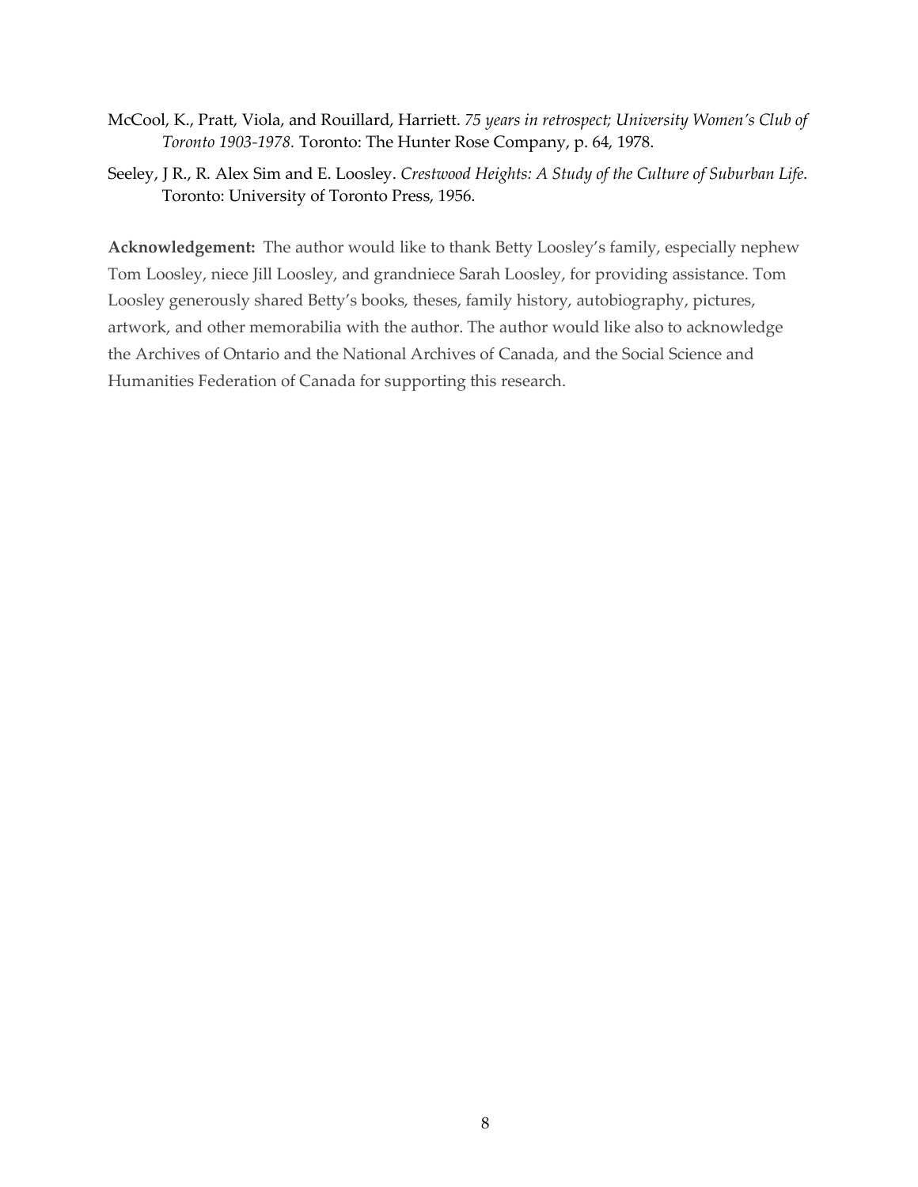McCool, K., Pratt, Viola, and Rouillard, Harriett. *75 years in retrospect; University Women's Club of Toronto 1903-1978.* Toronto: The Hunter Rose Company, p. 64, 1978.

Seeley, J R., R. Alex Sim and E. Loosley. *Crestwood Heights: A Study of the Culture of Suburban Life*. Toronto: University of Toronto Press, 1956.

**Acknowledgement:** The author would like to thank Betty Loosley's family, especially nephew Tom Loosley, niece Jill Loosley, and grandniece Sarah Loosley, for providing assistance. Tom Loosley generously shared Betty's books, theses, family history, autobiography, pictures, artwork, and other memorabilia with the author. The author would like also to acknowledge the Archives of Ontario and the National Archives of Canada, and the Social Science and Humanities Federation of Canada for supporting this research.